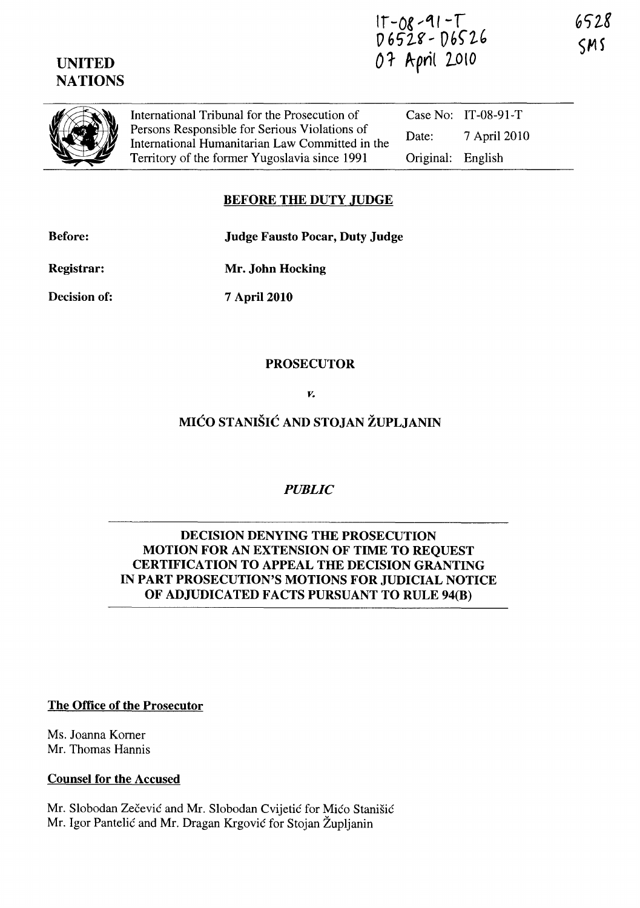IT-08-91-T
D6528 - D6526
07 April 2010

6528
SMS

**UNITED NATIONS**

International Tribunal for the Prosecution of Persons Responsible for Serious Violations of International Humanitarian Law Committed in the Territory of the former Yugoslavia since 1991

| | |
|---|---|
| Case No: | IT-08-91-T |
| Date: | 7 April 2010 |
| Original: | English |

## BEFORE THE DUTY JUDGE

**Before:** **Judge Fausto Pocar, Duty Judge**

**Registrar:** **Mr. John Hocking**

**Decision of:** **7 April 2010**

**PROSECUTOR**

*v.*

**MIĆO STANIŠIĆ AND STOJAN ŽUPLJANIN**

*PUBLIC*

## DECISION DENYING THE PROSECUTION MOTION FOR AN EXTENSION OF TIME TO REQUEST CERTIFICATION TO APPEAL THE DECISION GRANTING IN PART PROSECUTION'S MOTIONS FOR JUDICIAL NOTICE OF ADJUDICATED FACTS PURSUANT TO RULE 94(B)

**The Office of the Prosecutor**

Ms. Joanna Korner
Mr. Thomas Hannis

**Counsel for the Accused**

Mr. Slobodan Zečević and Mr. Slobodan Cvijetić for Mićo Stanišić
Mr. Igor Pantelić and Mr. Dragan Krgović for Stojan Župljanin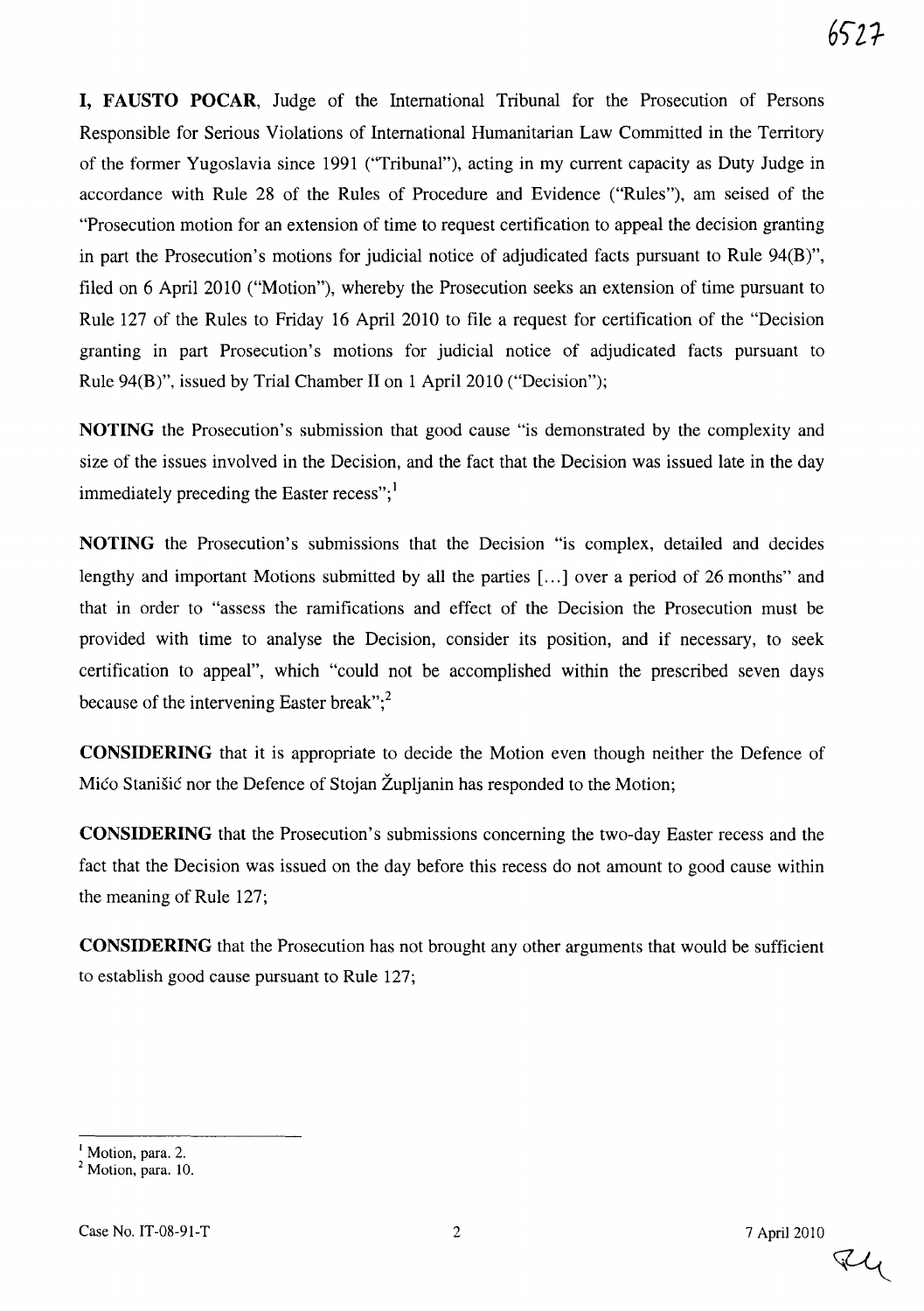**I, FAUSTO POCAR**, Judge of the International Tribunal for the Prosecution of Persons Responsible for Serious Violations of International Humanitarian Law Committed in the Territory of the former Yugoslavia since 1991 ("Tribunal"), acting in my current capacity as Duty Judge in accordance with Rule 28 of the Rules of Procedure and Evidence ("Rules"), am seised of the "Prosecution motion for an extension of time to request certification to appeal the decision granting in part the Prosecution's motions for judicial notice of adjudicated facts pursuant to Rule 94(B)", filed on 6 April 2010 ("Motion"), whereby the Prosecution seeks an extension of time pursuant to Rule 127 of the Rules to Friday 16 April 2010 to file a request for certification of the "Decision granting in part Prosecution's motions for judicial notice of adjudicated facts pursuant to Rule 94(B)", issued by Trial Chamber II on 1 April 2010 ("Decision");

**NOTING** the Prosecution's submission that good cause "is demonstrated by the complexity and size of the issues involved in the Decision, and the fact that the Decision was issued late in the day immediately preceding the Easter recess";[1]

**NOTING** the Prosecution's submissions that the Decision "is complex, detailed and decides lengthy and important Motions submitted by all the parties [...] over a period of 26 months" and that in order to "assess the ramifications and effect of the Decision the Prosecution must be provided with time to analyse the Decision, consider its position, and if necessary, to seek certification to appeal", which "could not be accomplished within the prescribed seven days because of the intervening Easter break";[2]

**CONSIDERING** that it is appropriate to decide the Motion even though neither the Defence of Mićo Stanišić nor the Defence of Stojan Župljanin has responded to the Motion;

**CONSIDERING** that the Prosecution's submissions concerning the two-day Easter recess and the fact that the Decision was issued on the day before this recess do not amount to good cause within the meaning of Rule 127;

**CONSIDERING** that the Prosecution has not brought any other arguments that would be sufficient to establish good cause pursuant to Rule 127;

---

[1] Motion, para. 2.
[2] Motion, para. 10.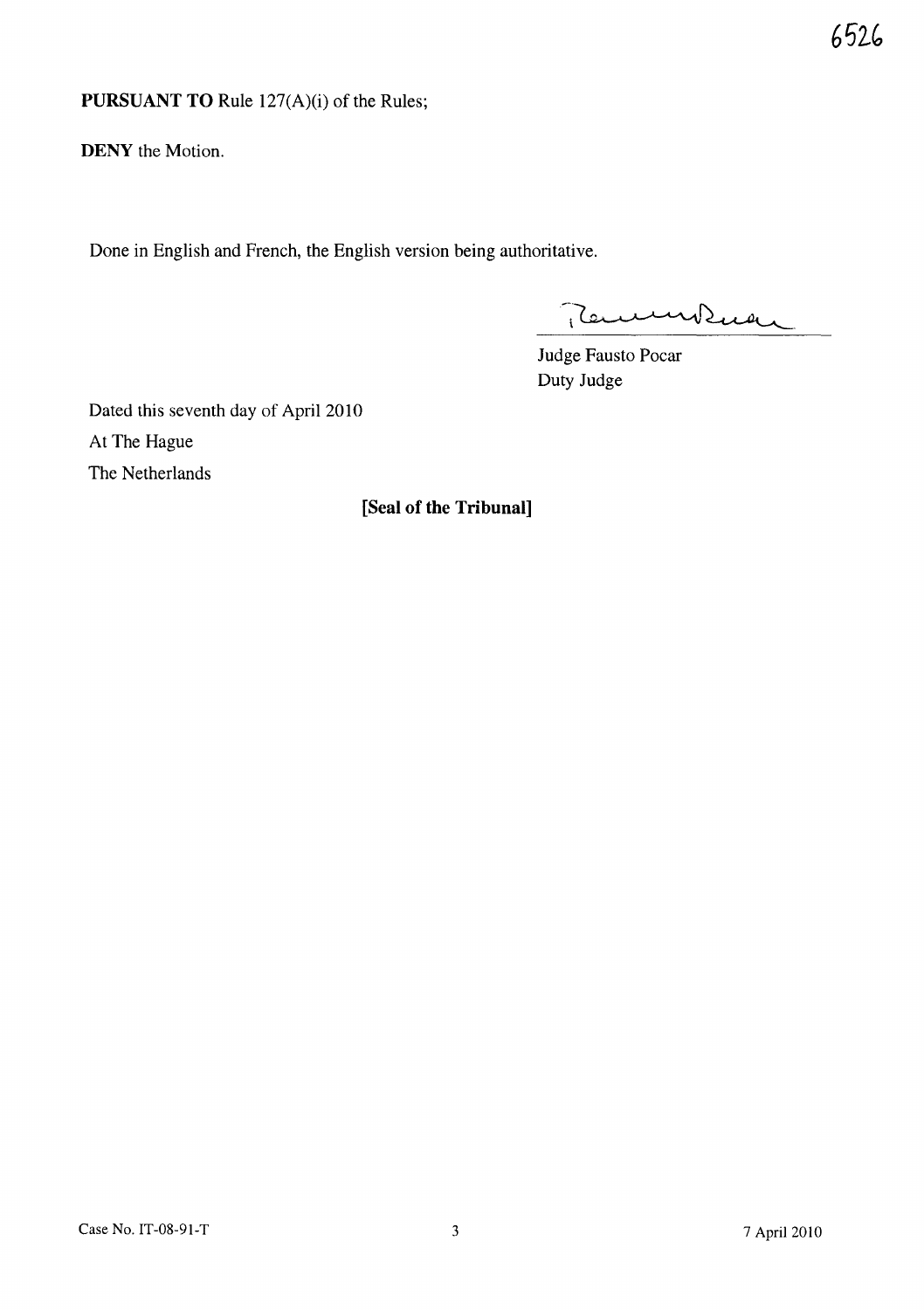**PURSUANT TO** Rule 127(A)(i) of the Rules;

**DENY** the Motion.

Done in English and French, the English version being authoritative.

Judge Fausto Pocar
Duty Judge

Dated this seventh day of April 2010
At The Hague
The Netherlands

**[Seal of the Tribunal]**